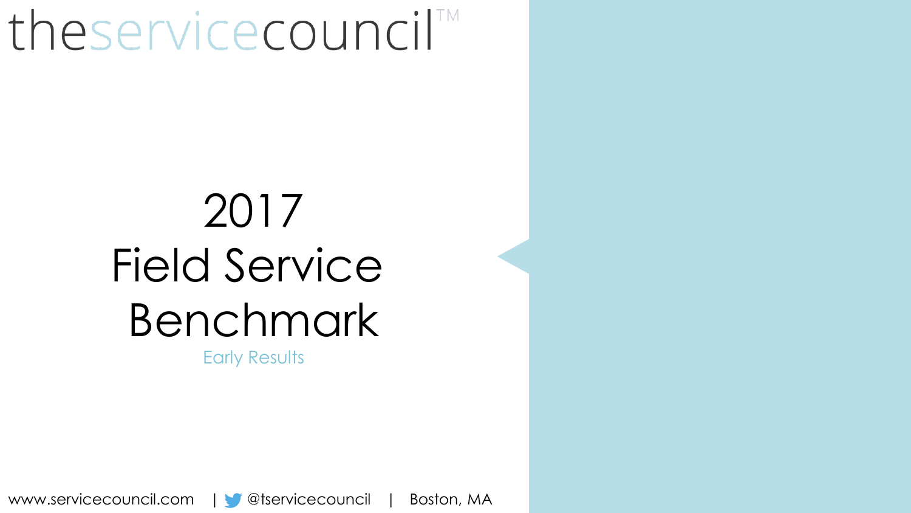theservicecouncil™

# 2017 Field Service Benchmark

Early Results

www.servicecouncil.com | @tservicecouncil | Boston, MA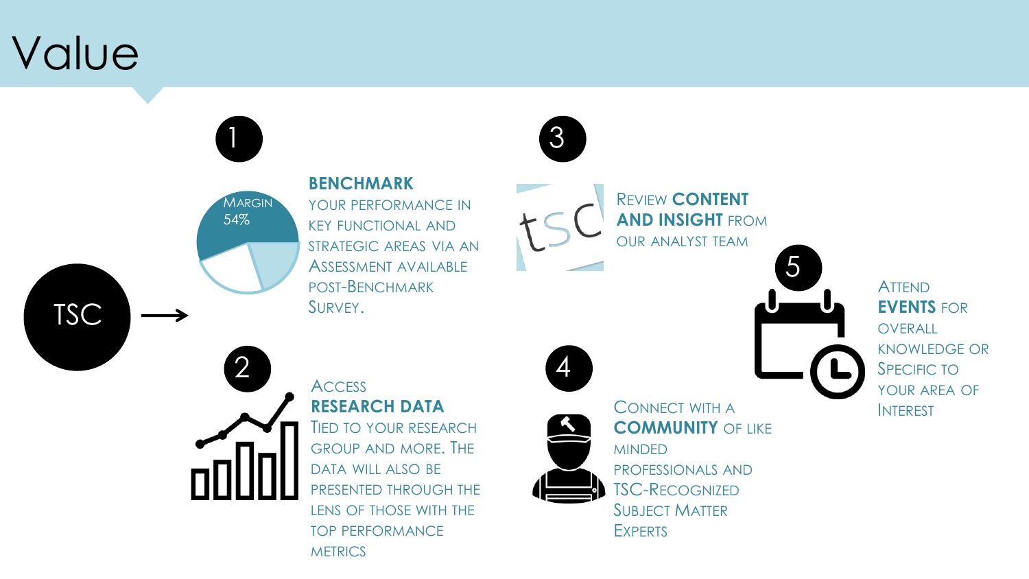# Value

TSC →

1. **BENCHMARK** your performance in key functional and strategic areas via an Assessment available post-Benchmark Survey.

   MARGIN 54%

2. Access **RESEARCH DATA** tied to your research group and more. The data will also be presented through the lens of those with the top performance metrics

3. Review **CONTENT AND INSIGHT** from our analyst team

4. Connect with a **COMMUNITY** of like minded professionals and TSC-Recognized Subject Matter Experts

5. Attend **EVENTS** for overall knowledge or specific to your area of interest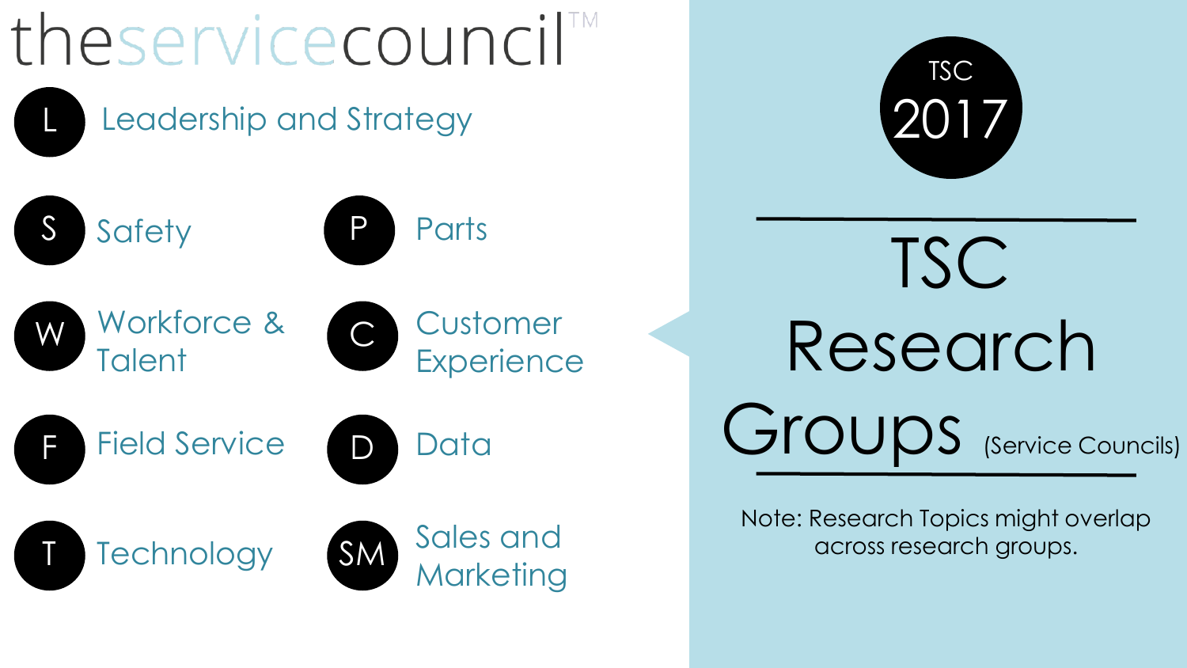# theservicecouncil™

- **L** Leadership and Strategy
- **S** Safety
- **P** Parts
- **W** Workforce & Talent
- **C** Customer Experience
- **F** Field Service
- **D** Data
- **T** Technology
- **SM** Sales and Marketing

TSC 2017

## TSC Research Groups (Service Councils)

Note: Research Topics might overlap across research groups.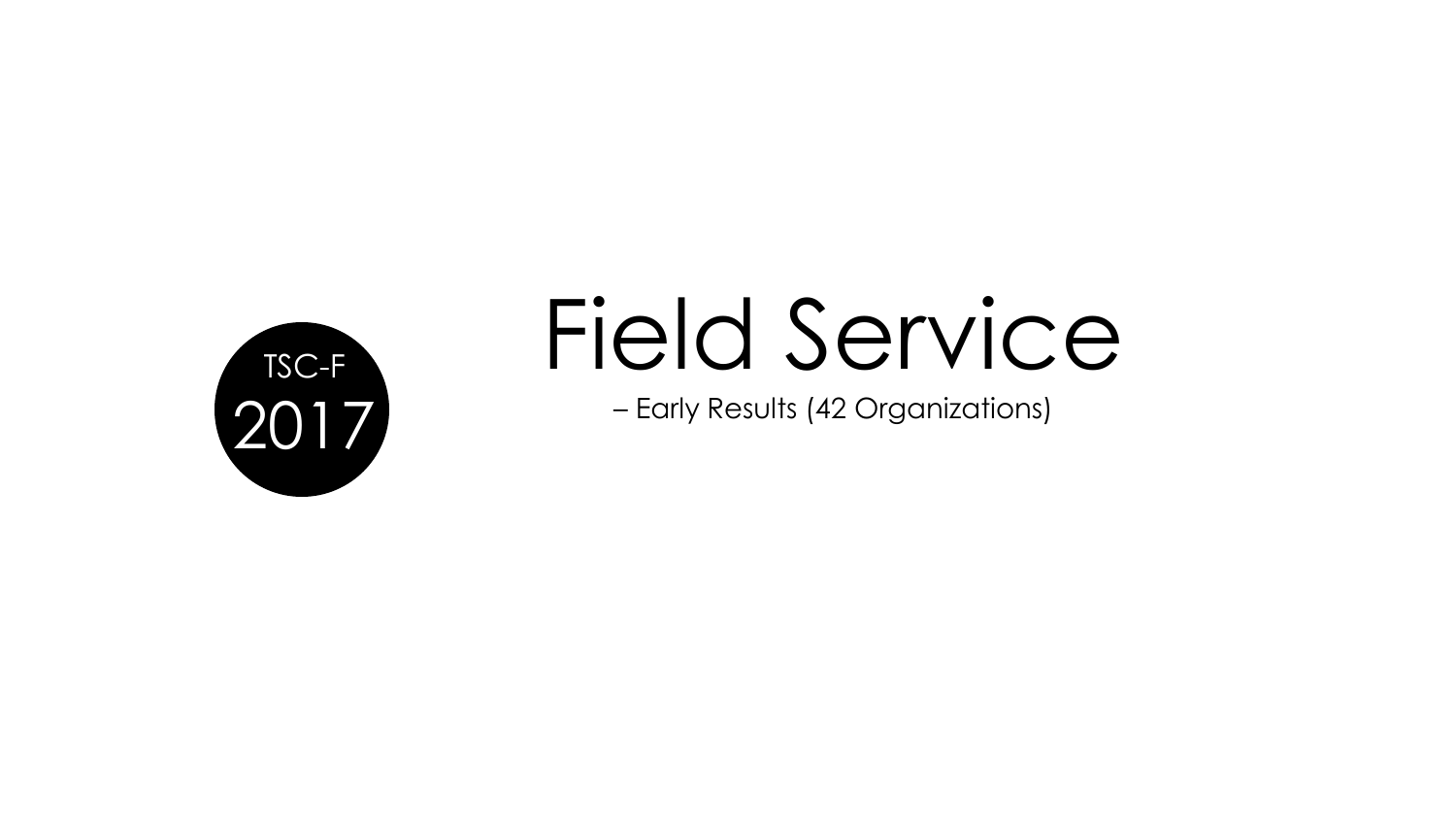TSC-F

2017

# Field Service

– Early Results (42 Organizations)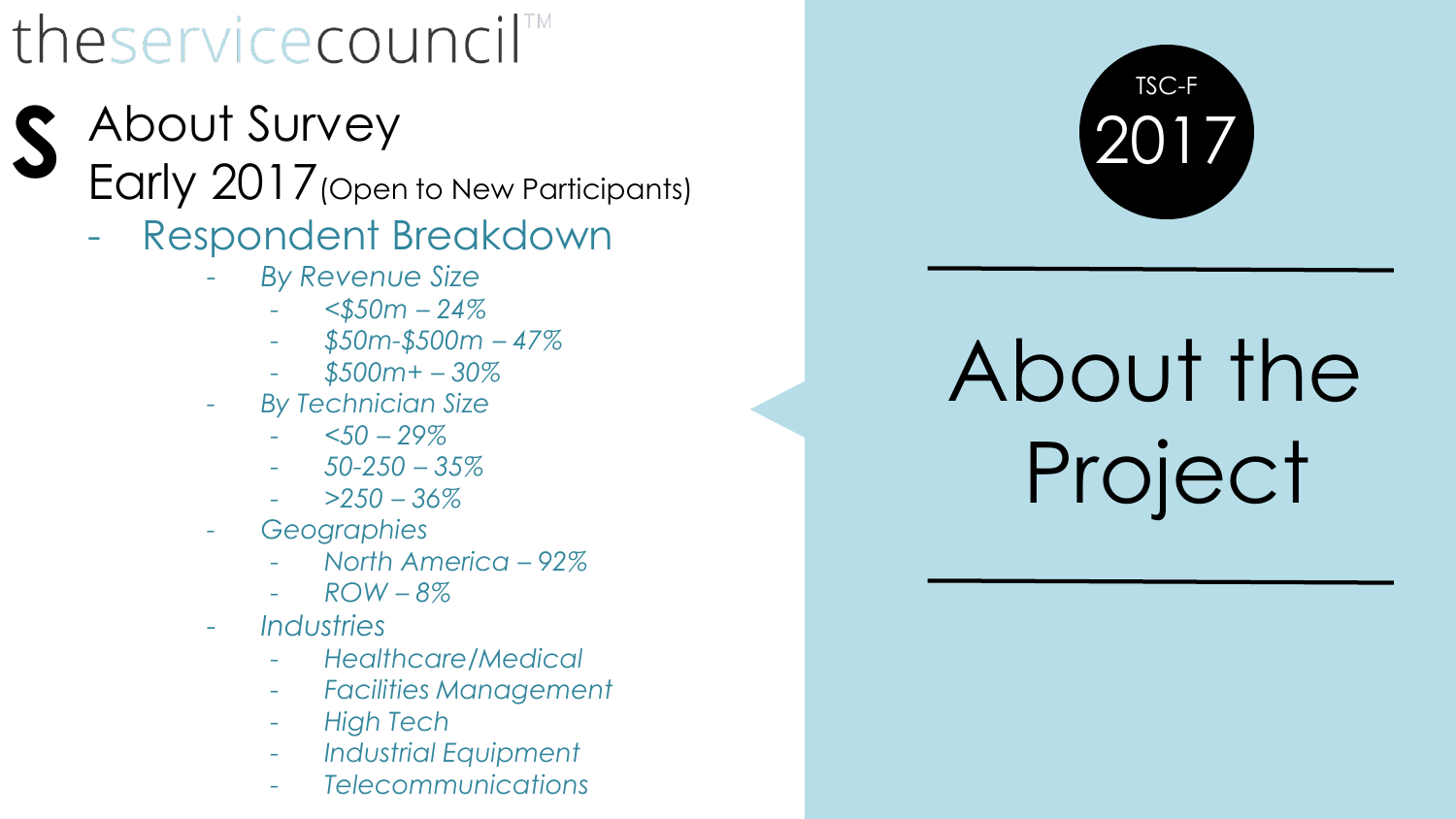theservicecouncil™

# About Survey

## Early 2017 (Open to New Participants)

- Respondent Breakdown
  - *By Revenue Size*
    - *<$50m – 24%*
    - *$50m-$500m – 47%*
    - *$500m+ – 30%*
  - *By Technician Size*
    - *<50 – 29%*
    - *50-250 – 35%*
    - *>250 – 36%*
  - *Geographies*
    - *North America – 92%*
    - *ROW – 8%*
  - *Industries*
    - *Healthcare/Medical*
    - *Facilities Management*
    - *High Tech*
    - *Industrial Equipment*
    - *Telecommunications*

TSC-F 2017

# About the Project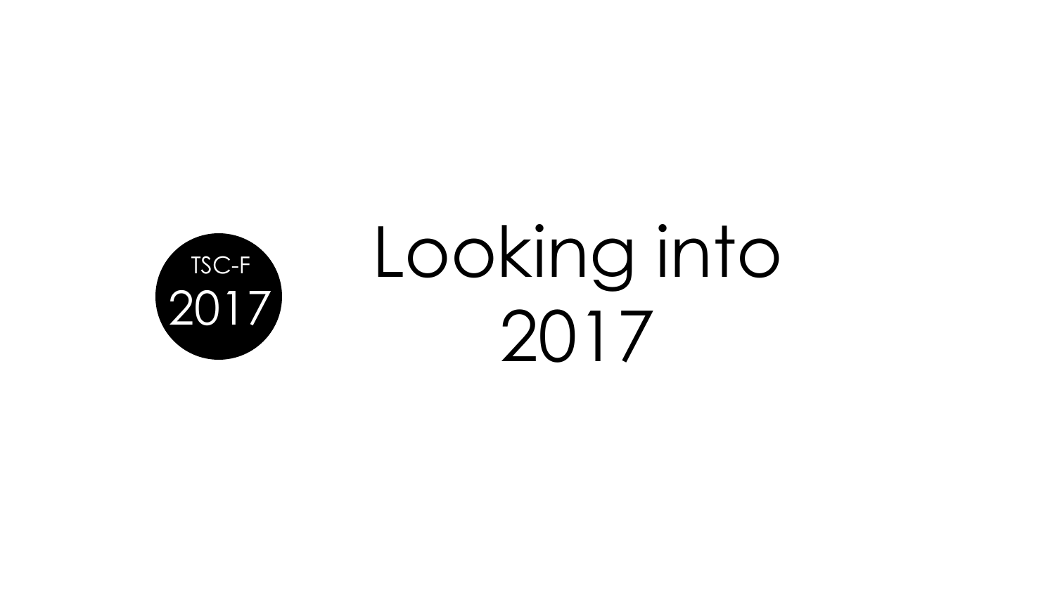TSC-F
2017

# Looking into 2017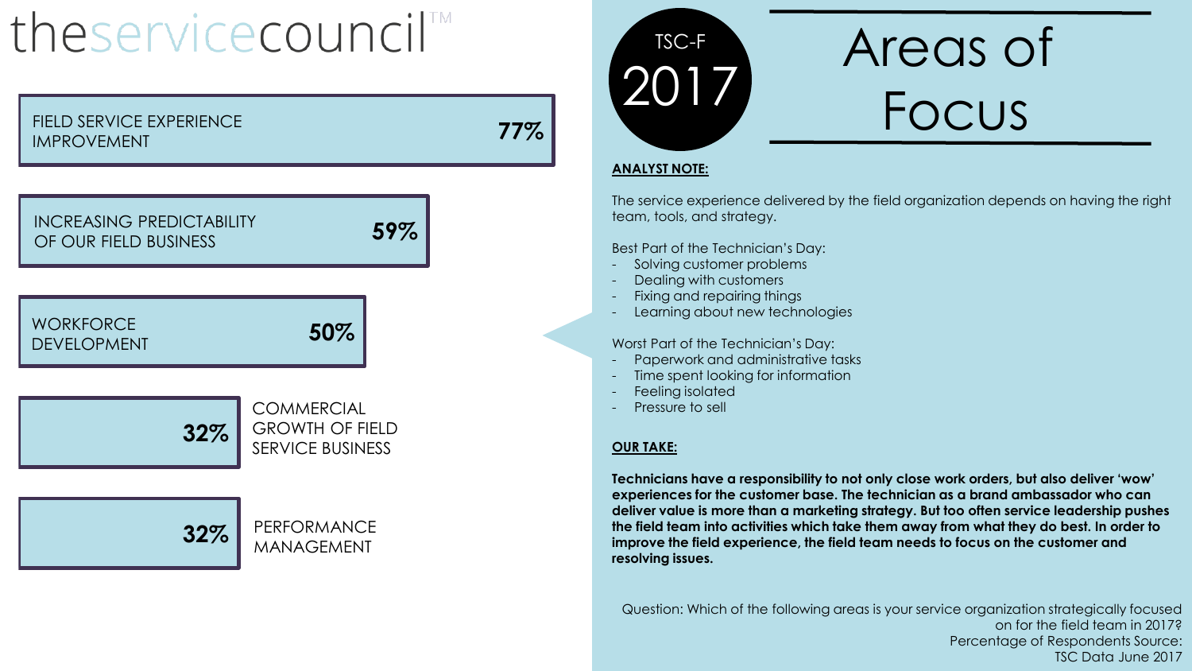theservicecouncil™

| Area | Percentage |
| --- | --- |
| FIELD SERVICE EXPERIENCE IMPROVEMENT | 77% |
| INCREASING PREDICTABILITY OF OUR FIELD BUSINESS | 59% |
| WORKFORCE DEVELOPMENT | 50% |
| COMMERCIAL GROWTH OF FIELD SERVICE BUSINESS | 32% |
| PERFORMANCE MANAGEMENT | 32% |

TSC-F 2017

# Areas of Focus

**ANALYST NOTE:**

The service experience delivered by the field organization depends on having the right team, tools, and strategy.

Best Part of the Technician's Day:

- Solving customer problems
- Dealing with customers
- Fixing and repairing things
- Learning about new technologies

Worst Part of the Technician's Day:

- Paperwork and administrative tasks
- Time spent looking for information
- Feeling isolated
- Pressure to sell

**OUR TAKE:**

**Technicians have a responsibility to not only close work orders, but also deliver 'wow' experiences for the customer base. The technician as a brand ambassador who can deliver value is more than a marketing strategy. But too often service leadership pushes the field team into activities which take them away from what they do best. In order to improve the field experience, the field team needs to focus on the customer and resolving issues.**

Question: Which of the following areas is your service organization strategically focused on for the field team in 2017?
Percentage of Respondents Source:
TSC Data June 2017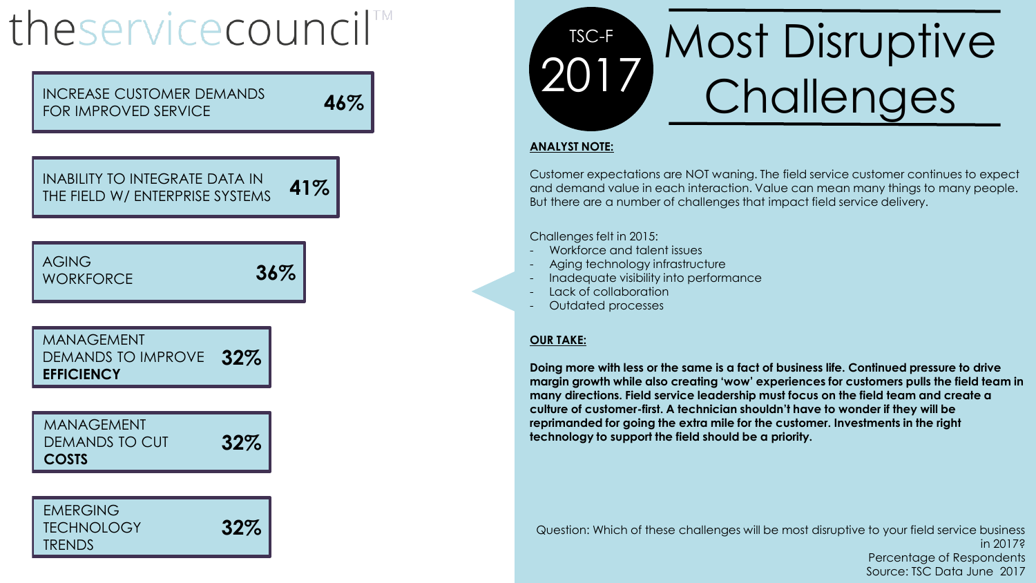theservicecouncil™

# TSC-F 2017 Most Disruptive Challenges

| Challenge | Percentage |
|---|---|
| INCREASE CUSTOMER DEMANDS FOR IMPROVED SERVICE | 46% |
| INABILITY TO INTEGRATE DATA IN THE FIELD W/ ENTERPRISE SYSTEMS | 41% |
| AGING WORKFORCE | 36% |
| MANAGEMENT DEMANDS TO IMPROVE **EFFICIENCY** | 32% |
| MANAGEMENT DEMANDS TO CUT **COSTS** | 32% |
| EMERGING TECHNOLOGY TRENDS | 32% |

**ANALYST NOTE:**

Customer expectations are NOT waning. The field service customer continues to expect and demand value in each interaction. Value can mean many things to many people. But there are a number of challenges that impact field service delivery.

Challenges felt in 2015:

- Workforce and talent issues
- Aging technology infrastructure
- Inadequate visibility into performance
- Lack of collaboration
- Outdated processes

**OUR TAKE:**

**Doing more with less or the same is a fact of business life. Continued pressure to drive margin growth while also creating 'wow' experiences for customers pulls the field team in many directions. Field service leadership must focus on the field team and create a culture of customer-first. A technician shouldn't have to wonder if they will be reprimanded for going the extra mile for the customer. Investments in the right technology to support the field should be a priority.**

Question: Which of these challenges will be most disruptive to your field service business in 2017?
Percentage of Respondents
Source: TSC Data June 2017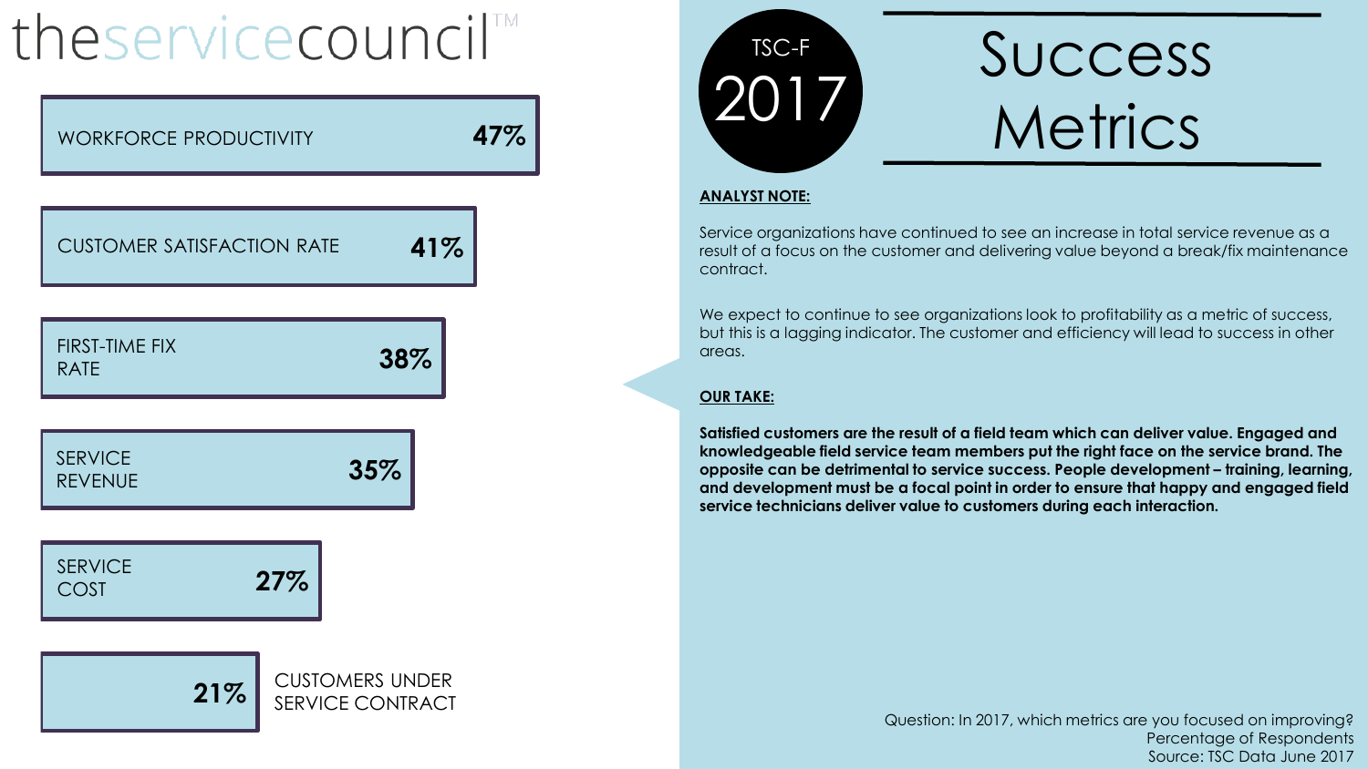theservicecouncil™

| Metric | Percentage |
| --- | --- |
| WORKFORCE PRODUCTIVITY | 47% |
| CUSTOMER SATISFACTION RATE | 41% |
| FIRST-TIME FIX RATE | 38% |
| SERVICE REVENUE | 35% |
| SERVICE COST | 27% |
| CUSTOMERS UNDER SERVICE CONTRACT | 21% |

TSC-F 2017

# Success Metrics

**ANALYST NOTE:**

Service organizations have continued to see an increase in total service revenue as a result of a focus on the customer and delivering value beyond a break/fix maintenance contract.

We expect to continue to see organizations look to profitability as a metric of success, but this is a lagging indicator. The customer and efficiency will lead to success in other areas.

**OUR TAKE:**

**Satisfied customers are the result of a field team which can deliver value. Engaged and knowledgeable field service team members put the right face on the service brand. The opposite can be detrimental to service success. People development – training, learning, and development must be a focal point in order to ensure that happy and engaged field service technicians deliver value to customers during each interaction.**

Question: In 2017, which metrics are you focused on improving?
Percentage of Respondents
Source: TSC Data June 2017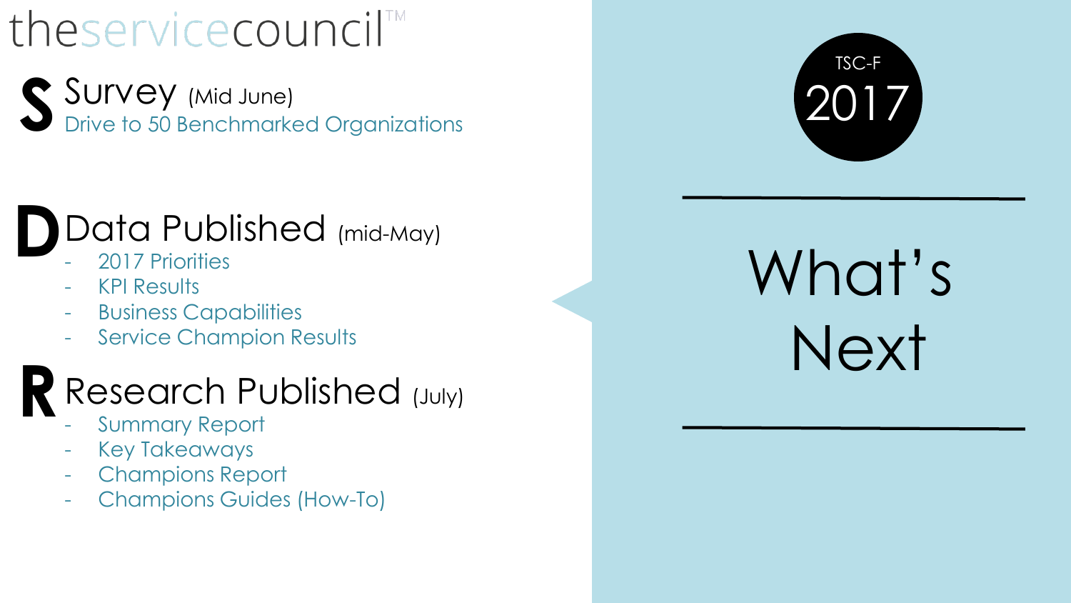theservicecouncil™

# What's Next

TSC-F 2017

## S — Survey (Mid June)

Drive to 50 Benchmarked Organizations

## D — Data Published (mid-May)

- 2017 Priorities
- KPI Results
- Business Capabilities
- Service Champion Results

## R — Research Published (July)

- Summary Report
- Key Takeaways
- Champions Report
- Champions Guides (How-To)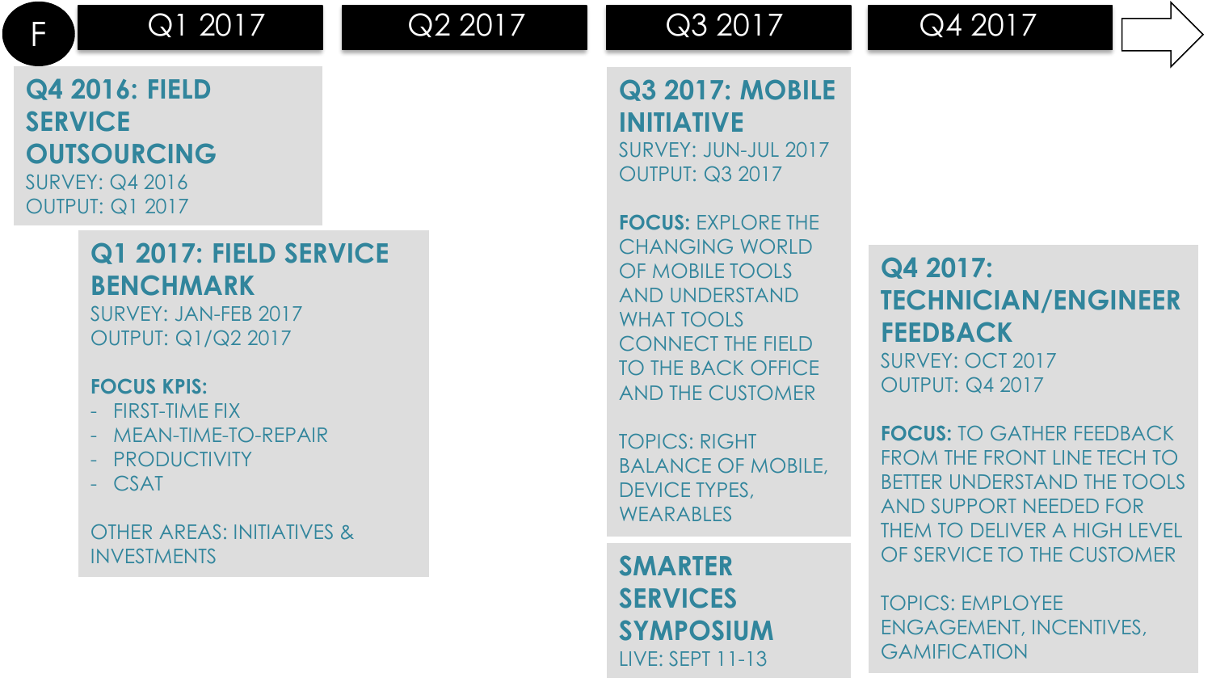F

Q1 2017 | Q2 2017 | Q3 2017 | Q4 2017

## Q4 2016: FIELD SERVICE OUTSOURCING

SURVEY: Q4 2016
OUTPUT: Q1 2017

## Q1 2017: FIELD SERVICE BENCHMARK

SURVEY: JAN-FEB 2017
OUTPUT: Q1/Q2 2017

**FOCUS KPIS:**

- FIRST-TIME FIX
- MEAN-TIME-TO-REPAIR
- PRODUCTIVITY
- CSAT

OTHER AREAS: INITIATIVES & INVESTMENTS

## Q3 2017: MOBILE INITIATIVE

SURVEY: JUN-JUL 2017
OUTPUT: Q3 2017

**FOCUS:** EXPLORE THE CHANGING WORLD OF MOBILE TOOLS AND UNDERSTAND WHAT TOOLS CONNECT THE FIELD TO THE BACK OFFICE AND THE CUSTOMER

TOPICS: RIGHT BALANCE OF MOBILE, DEVICE TYPES, WEARABLES

## SMARTER SERVICES SYMPOSIUM

LIVE: SEPT 11-13

## Q4 2017: TECHNICIAN/ENGINEER FEEDBACK

SURVEY: OCT 2017
OUTPUT: Q4 2017

**FOCUS:** TO GATHER FEEDBACK FROM THE FRONT LINE TECH TO BETTER UNDERSTAND THE TOOLS AND SUPPORT NEEDED FOR THEM TO DELIVER A HIGH LEVEL OF SERVICE TO THE CUSTOMER

TOPICS: EMPLOYEE ENGAGEMENT, INCENTIVES, GAMIFICATION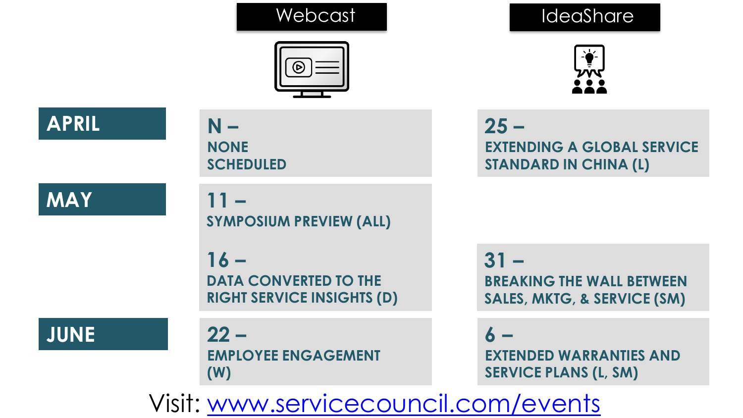| | Webcast | IdeaShare |
|---|---|---|
| **APRIL** | N – NONE SCHEDULED | 25 – EXTENDING A GLOBAL SERVICE STANDARD IN CHINA (L) |
| **MAY** | 11 – SYMPOSIUM PREVIEW (ALL) | |
| | 16 – DATA CONVERTED TO THE RIGHT SERVICE INSIGHTS (D) | 31 – BREAKING THE WALL BETWEEN SALES, MKTG, & SERVICE (SM) |
| **JUNE** | 22 – EMPLOYEE ENGAGEMENT (W) | 6 – EXTENDED WARRANTIES AND SERVICE PLANS (L, SM) |

Visit: [www.servicecouncil.com/events](http://www.servicecouncil.com/events)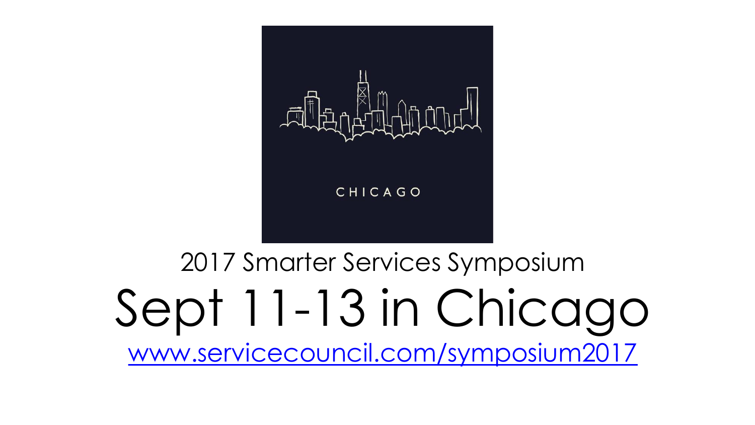CHICAGO

2017 Smarter Services Symposium

# Sept 11-13 in Chicago

[www.servicecouncil.com/symposium2017](http://www.servicecouncil.com/symposium2017)